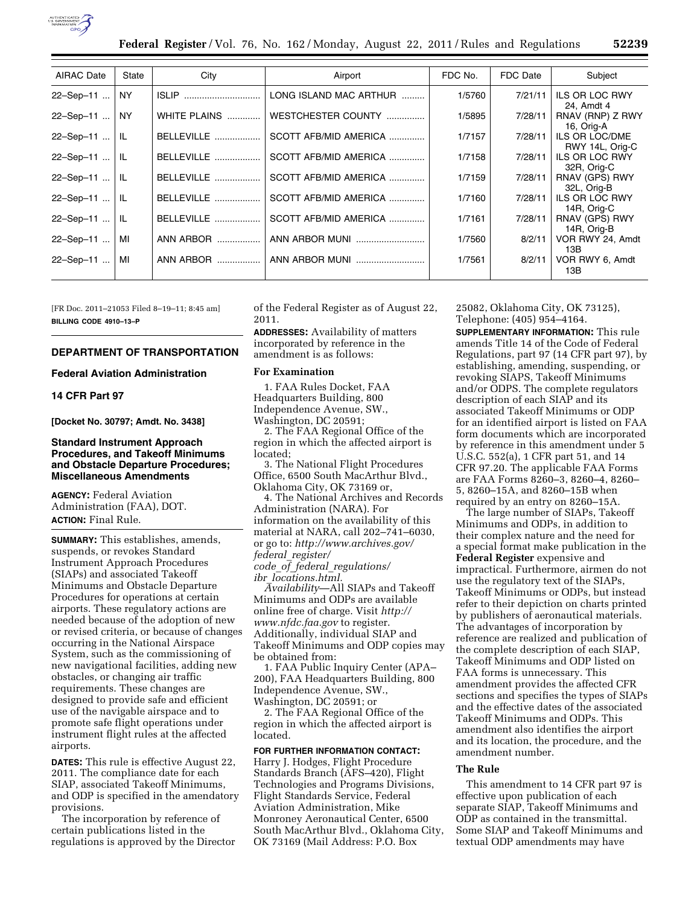| AIRAC Date | State | City | Airport | FDC No. | FDC Date | Subject |
|---|---|---|---|---|---|---|
| 22–Sep–11 ... | NY | ISLIP ............................. | LONG ISLAND MAC ARTHUR ......... | 1/5760 | 7/21/11 | ILS OR LOC RWY 24, Amdt 4 |
| 22–Sep–11 ... | NY | WHITE PLAINS ............ | WESTCHESTER COUNTY ............... | 1/5895 | 7/28/11 | RNAV (RNP) Z RWY 16, Orig-A |
| 22–Sep–11 ... | IL | BELLEVILLE ................ | SCOTT AFB/MID AMERICA ............. | 1/7157 | 7/28/11 | ILS OR LOC/DME RWY 14L, Orig-C |
| 22–Sep–11 ... | IL | BELLEVILLE ................ | SCOTT AFB/MID AMERICA ............. | 1/7158 | 7/28/11 | ILS OR LOC RWY 32R, Orig-C |
| 22–Sep–11 ... | IL | BELLEVILLE ................ | SCOTT AFB/MID AMERICA ............. | 1/7159 | 7/28/11 | RNAV (GPS) RWY 32L, Orig-B |
| 22–Sep–11 ... | IL | BELLEVILLE ................ | SCOTT AFB/MID AMERICA ............. | 1/7160 | 7/28/11 | ILS OR LOC RWY 14R, Orig-C |
| 22–Sep–11 ... | IL | BELLEVILLE ................ | SCOTT AFB/MID AMERICA ............. | 1/7161 | 7/28/11 | RNAV (GPS) RWY 14R, Orig-B |
| 22–Sep–11 ... | MI | ANN ARBOR ................ | ANN ARBOR MUNI .......................... | 1/7560 | 8/2/11 | VOR RWY 24, Amdt 13B |
| 22–Sep–11 ... | MI | ANN ARBOR ................ | ANN ARBOR MUNI .......................... | 1/7561 | 8/2/11 | VOR RWY 6, Amdt 13B |

[FR Doc. 2011–21053 Filed 8–19–11; 8:45 am]

**BILLING CODE 4910–13–P**

## DEPARTMENT OF TRANSPORTATION

### Federal Aviation Administration

### 14 CFR Part 97

**[Docket No. 30797; Amdt. No. 3438]**

### Standard Instrument Approach Procedures, and Takeoff Minimums and Obstacle Departure Procedures; Miscellaneous Amendments

**AGENCY:** Federal Aviation Administration (FAA), DOT.

**ACTION:** Final Rule.

**SUMMARY:** This establishes, amends, suspends, or revokes Standard Instrument Approach Procedures (SIAPs) and associated Takeoff Minimums and Obstacle Departure Procedures for operations at certain airports. These regulatory actions are needed because of the adoption of new or revised criteria, or because of changes occurring in the National Airspace System, such as the commissioning of new navigational facilities, adding new obstacles, or changing air traffic requirements. These changes are designed to provide safe and efficient use of the navigable airspace and to promote safe flight operations under instrument flight rules at the affected airports.

**DATES:** This rule is effective August 22, 2011. The compliance date for each SIAP, associated Takeoff Minimums, and ODP is specified in the amendatory provisions.

The incorporation by reference of certain publications listed in the regulations is approved by the Director of the Federal Register as of August 22, 2011.

**ADDRESSES:** Availability of matters incorporated by reference in the amendment is as follows:

**For Examination**

1. FAA Rules Docket, FAA Headquarters Building, 800 Independence Avenue, SW., Washington, DC 20591;

2. The FAA Regional Office of the region in which the affected airport is located;

3. The National Flight Procedures Office, 6500 South MacArthur Blvd., Oklahoma City, OK 73169 or,

4. The National Archives and Records Administration (NARA). For information on the availability of this material at NARA, call 202–741–6030, or go to: *http://www.archives.gov/federal_register/code_of_federal_regulations/ibr_locations.html.*

*Availability*—All SIAPs and Takeoff Minimums and ODPs are available online free of charge. Visit *http://www.nfdc.faa.gov* to register. Additionally, individual SIAP and Takeoff Minimums and ODP copies may be obtained from:

1. FAA Public Inquiry Center (APA–200), FAA Headquarters Building, 800 Independence Avenue, SW., Washington, DC 20591; or

2. The FAA Regional Office of the region in which the affected airport is located.

**FOR FURTHER INFORMATION CONTACT:** Harry J. Hodges, Flight Procedure Standards Branch (AFS–420), Flight Technologies and Programs Divisions, Flight Standards Service, Federal Aviation Administration, Mike Monroney Aeronautical Center, 6500 South MacArthur Blvd., Oklahoma City, OK 73169 (Mail Address: P.O. Box 25082, Oklahoma City, OK 73125), Telephone: (405) 954–4164.

**SUPPLEMENTARY INFORMATION:** This rule amends Title 14 of the Code of Federal Regulations, part 97 (14 CFR part 97), by establishing, amending, suspending, or revoking SIAPS, Takeoff Minimums and/or ODPS. The complete regulators description of each SIAP and its associated Takeoff Minimums or ODP for an identified airport is listed on FAA form documents which are incorporated by reference in this amendment under 5 U.S.C. 552(a), 1 CFR part 51, and 14 CFR 97.20. The applicable FAA Forms are FAA Forms 8260–3, 8260–4, 8260–5, 8260–15A, and 8260–15B when required by an entry on 8260–15A.

The large number of SIAPs, Takeoff Minimums and ODPs, in addition to their complex nature and the need for a special format make publication in the **Federal Register** expensive and impractical. Furthermore, airmen do not use the regulatory text of the SIAPs, Takeoff Minimums or ODPs, but instead refer to their depiction on charts printed by publishers of aeronautical materials. The advantages of incorporation by reference are realized and publication of the complete description of each SIAP, Takeoff Minimums and ODP listed on FAA forms is unnecessary. This amendment provides the affected CFR sections and specifies the types of SIAPs and the effective dates of the associated Takeoff Minimums and ODPs. This amendment also identifies the airport and its location, the procedure, and the amendment number.

**The Rule**

This amendment to 14 CFR part 97 is effective upon publication of each separate SIAP, Takeoff Minimums and ODP as contained in the transmittal. Some SIAP and Takeoff Minimums and textual ODP amendments may have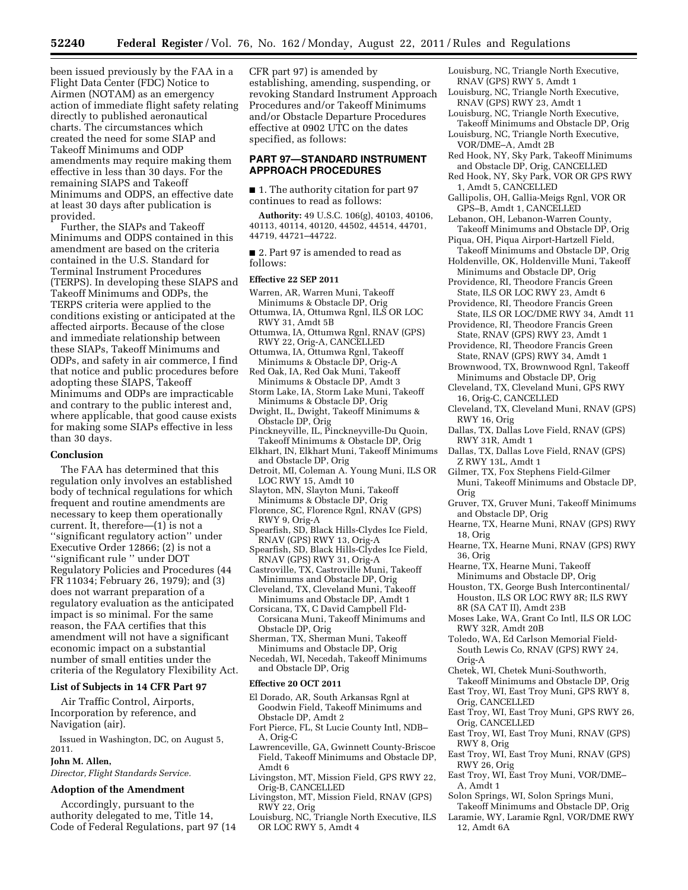been issued previously by the FAA in a Flight Data Center (FDC) Notice to Airmen (NOTAM) as an emergency action of immediate flight safety relating directly to published aeronautical charts. The circumstances which created the need for some SIAP and Takeoff Minimums and ODP amendments may require making them effective in less than 30 days. For the remaining SIAPS and Takeoff Minimums and ODPS, an effective date at least 30 days after publication is provided.

Further, the SIAPs and Takeoff Minimums and ODPS contained in this amendment are based on the criteria contained in the U.S. Standard for Terminal Instrument Procedures (TERPS). In developing these SIAPS and Takeoff Minimums and ODPs, the TERPS criteria were applied to the conditions existing or anticipated at the affected airports. Because of the close and immediate relationship between these SIAPs, Takeoff Minimums and ODPs, and safety in air commerce, I find that notice and public procedures before adopting these SIAPS, Takeoff Minimums and ODPs are impracticable and contrary to the public interest and, where applicable, that good cause exists for making some SIAPs effective in less than 30 days.

### Conclusion

The FAA has determined that this regulation only involves an established body of technical regulations for which frequent and routine amendments are necessary to keep them operationally current. It, therefore—(1) is not a ''significant regulatory action'' under Executive Order 12866; (2) is not a ''significant rule '' under DOT Regulatory Policies and Procedures (44 FR 11034; February 26, 1979); and (3) does not warrant preparation of a regulatory evaluation as the anticipated impact is so minimal. For the same reason, the FAA certifies that this amendment will not have a significant economic impact on a substantial number of small entities under the criteria of the Regulatory Flexibility Act.

### List of Subjects in 14 CFR Part 97

Air Traffic Control, Airports, Incorporation by reference, and Navigation (air).

Issued in Washington, DC, on August 5, 2011.

**John M. Allen,**

*Director, Flight Standards Service.*

### Adoption of the Amendment

Accordingly, pursuant to the authority delegated to me, Title 14, Code of Federal Regulations, part 97 (14 CFR part 97) is amended by establishing, amending, suspending, or revoking Standard Instrument Approach Procedures and/or Takeoff Minimums and/or Obstacle Departure Procedures effective at 0902 UTC on the dates specified, as follows:

## PART 97—STANDARD INSTRUMENT APPROACH PROCEDURES

■ 1. The authority citation for part 97 continues to read as follows:

**Authority:** 49 U.S.C. 106(g), 40103, 40106, 40113, 40114, 40120, 44502, 44514, 44701, 44719, 44721–44722.

■ 2. Part 97 is amended to read as follows:

#### Effective 22 SEP 2011

Warren, AR, Warren Muni, Takeoff Minimums & Obstacle DP, Orig
Ottumwa, IA, Ottumwa Rgnl, ILS OR LOC RWY 31, Amdt 5B
Ottumwa, IA, Ottumwa Rgnl, RNAV (GPS) RWY 22, Orig-A, CANCELLED
Ottumwa, IA, Ottumwa Rgnl, Takeoff Minimums & Obstacle DP, Orig-A
Red Oak, IA, Red Oak Muni, Takeoff Minimums & Obstacle DP, Amdt 3
Storm Lake, IA, Storm Lake Muni, Takeoff Minimums & Obstacle DP, Orig
Dwight, IL, Dwight, Takeoff Minimums & Obstacle DP, Orig
Pinckneyville, IL, Pinckneyville-Du Quoin, Takeoff Minimums & Obstacle DP, Orig
Elkhart, IN, Elkhart Muni, Takeoff Minimums and Obstacle DP, Orig
Detroit, MI, Coleman A. Young Muni, ILS OR LOC RWY 15, Amdt 10
Slayton, MN, Slayton Muni, Takeoff Minimums & Obstacle DP, Orig
Florence, SC, Florence Rgnl, RNAV (GPS) RWY 9, Orig-A
Spearfish, SD, Black Hills-Clydes Ice Field, RNAV (GPS) RWY 13, Orig-A
Spearfish, SD, Black Hills-Clydes Ice Field, RNAV (GPS) RWY 31, Orig-A
Castroville, TX, Castroville Muni, Takeoff Minimums and Obstacle DP, Orig
Cleveland, TX, Cleveland Muni, Takeoff Minimums and Obstacle DP, Amdt 1
Corsicana, TX, C David Campbell Fld-Corsicana Muni, Takeoff Minimums and Obstacle DP, Orig
Sherman, TX, Sherman Muni, Takeoff Minimums and Obstacle DP, Orig
Necedah, WI, Necedah, Takeoff Minimums and Obstacle DP, Orig

#### Effective 20 OCT 2011

El Dorado, AR, South Arkansas Rgnl at Goodwin Field, Takeoff Minimums and Obstacle DP, Amdt 2
Fort Pierce, FL, St Lucie County Intl, NDB–A, Orig-C
Lawrenceville, GA, Gwinnett County-Briscoe Field, Takeoff Minimums and Obstacle DP, Amdt 6
Livingston, MT, Mission Field, GPS RWY 22, Orig-B, CANCELLED
Livingston, MT, Mission Field, RNAV (GPS) RWY 22, Orig
Louisburg, NC, Triangle North Executive, ILS OR LOC RWY 5, Amdt 4
Louisburg, NC, Triangle North Executive, RNAV (GPS) RWY 5, Amdt 1
Louisburg, NC, Triangle North Executive, RNAV (GPS) RWY 23, Amdt 1
Louisburg, NC, Triangle North Executive, Takeoff Minimums and Obstacle DP, Orig
Louisburg, NC, Triangle North Executive, VOR/DME–A, Amdt 2B
Red Hook, NY, Sky Park, Takeoff Minimums and Obstacle DP, Orig, CANCELLED
Red Hook, NY, Sky Park, VOR OR GPS RWY 1, Amdt 5, CANCELLED
Gallipolis, OH, Gallia-Meigs Rgnl, VOR OR GPS–B, Amdt 1, CANCELLED
Lebanon, OH, Lebanon-Warren County, Takeoff Minimums and Obstacle DP, Orig
Piqua, OH, Piqua Airport-Hartzell Field, Takeoff Minimums and Obstacle DP, Orig
Holdenville, OK, Holdenville Muni, Takeoff Minimums and Obstacle DP, Orig
Providence, RI, Theodore Francis Green State, ILS OR LOC RWY 23, Amdt 6
Providence, RI, Theodore Francis Green State, ILS OR LOC/DME RWY 34, Amdt 11
Providence, RI, Theodore Francis Green State, RNAV (GPS) RWY 23, Amdt 1
Providence, RI, Theodore Francis Green State, RNAV (GPS) RWY 34, Amdt 1
Brownwood, TX, Brownwood Rgnl, Takeoff Minimums and Obstacle DP, Orig
Cleveland, TX, Cleveland Muni, GPS RWY 16, Orig-C, CANCELLED
Cleveland, TX, Cleveland Muni, RNAV (GPS) RWY 16, Orig
Dallas, TX, Dallas Love Field, RNAV (GPS) RWY 31R, Amdt 1
Dallas, TX, Dallas Love Field, RNAV (GPS) Z RWY 13L, Amdt 1
Gilmer, TX, Fox Stephens Field-Gilmer Muni, Takeoff Minimums and Obstacle DP, Orig
Gruver, TX, Gruver Muni, Takeoff Minimums and Obstacle DP, Orig
Hearne, TX, Hearne Muni, RNAV (GPS) RWY 18, Orig
Hearne, TX, Hearne Muni, RNAV (GPS) RWY 36, Orig
Hearne, TX, Hearne Muni, Takeoff Minimums and Obstacle DP, Orig
Houston, TX, George Bush Intercontinental/Houston, ILS OR LOC RWY 8R; ILS RWY 8R (SA CAT II), Amdt 23B
Moses Lake, WA, Grant Co Intl, ILS OR LOC RWY 32R, Amdt 20B
Toledo, WA, Ed Carlson Memorial Field-South Lewis Co, RNAV (GPS) RWY 24, Orig-A
Chetek, WI, Chetek Muni-Southworth, Takeoff Minimums and Obstacle DP, Orig
East Troy, WI, East Troy Muni, GPS RWY 8, Orig, CANCELLED
East Troy, WI, East Troy Muni, GPS RWY 26, Orig, CANCELLED
East Troy, WI, East Troy Muni, RNAV (GPS) RWY 8, Orig
East Troy, WI, East Troy Muni, RNAV (GPS) RWY 26, Orig
East Troy, WI, East Troy Muni, VOR/DME–A, Amdt 1
Solon Springs, WI, Solon Springs Muni, Takeoff Minimums and Obstacle DP, Orig
Laramie, WY, Laramie Rgnl, VOR/DME RWY 12, Amdt 6A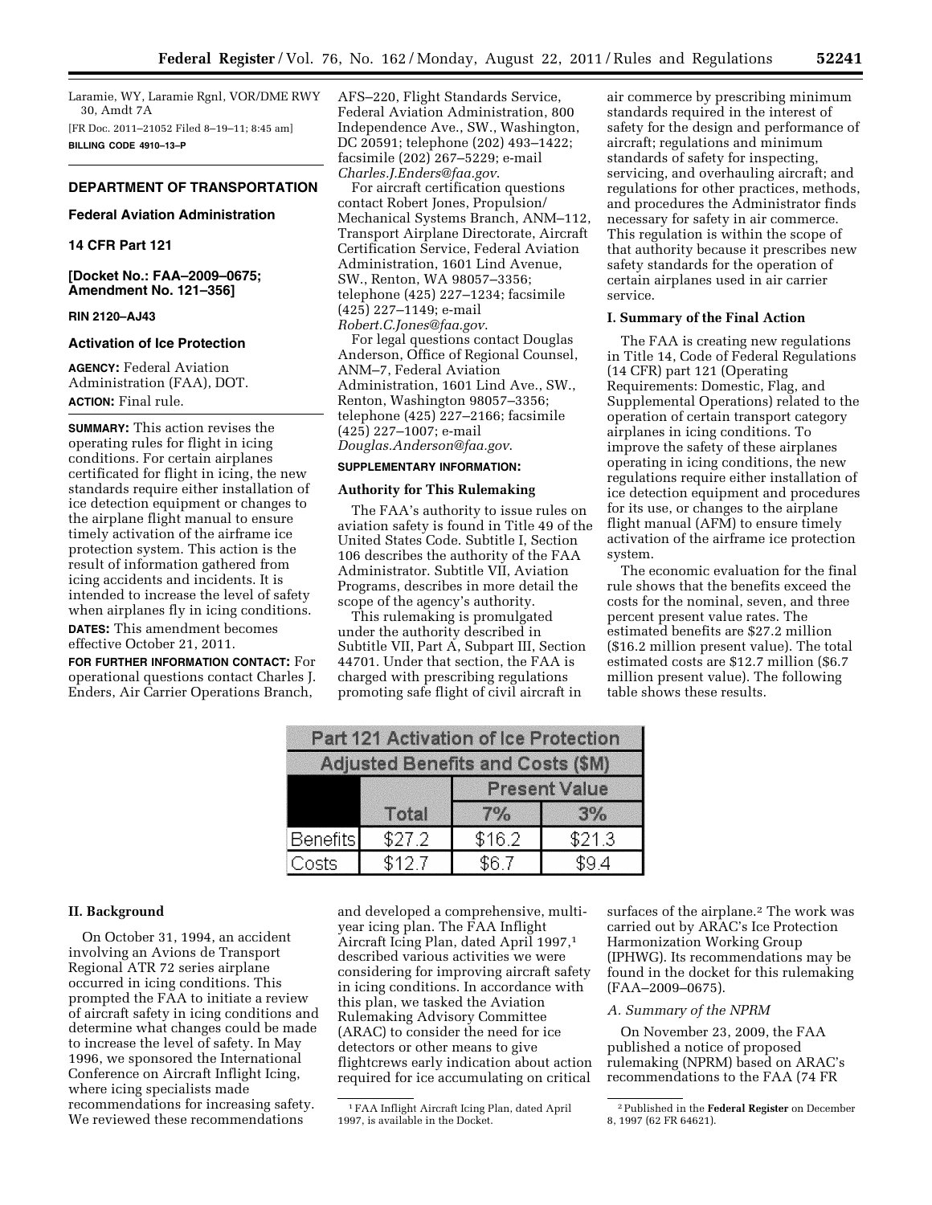Laramie, WY, Laramie Rgnl, VOR/DME RWY 30, Amdt 7A

[FR Doc. 2011–21052 Filed 8–19–11; 8:45 am]

**BILLING CODE 4910–13–P**

## DEPARTMENT OF TRANSPORTATION

### Federal Aviation Administration

### 14 CFR Part 121

### [Docket No.: FAA–2009–0675; Amendment No. 121–356]

### RIN 2120–AJ43

### Activation of Ice Protection

**AGENCY:** Federal Aviation Administration (FAA), DOT.

**ACTION:** Final rule.

**SUMMARY:** This action revises the operating rules for flight in icing conditions. For certain airplanes certificated for flight in icing, the new standards require either installation of ice detection equipment or changes to the airplane flight manual to ensure timely activation of the airframe ice protection system. This action is the result of information gathered from icing accidents and incidents. It is intended to increase the level of safety when airplanes fly in icing conditions.

**DATES:** This amendment becomes effective October 21, 2011.

**FOR FURTHER INFORMATION CONTACT:** For operational questions contact Charles J. Enders, Air Carrier Operations Branch, AFS–220, Flight Standards Service, Federal Aviation Administration, 800 Independence Ave., SW., Washington, DC 20591; telephone (202) 493–1422; facsimile (202) 267–5229; e-mail *Charles.J.Enders@faa.gov*.

For aircraft certification questions contact Robert Jones, Propulsion/Mechanical Systems Branch, ANM–112, Transport Airplane Directorate, Aircraft Certification Service, Federal Aviation Administration, 1601 Lind Avenue, SW., Renton, WA 98057–3356; telephone (425) 227–1234; facsimile (425) 227–1149; e-mail *Robert.C.Jones@faa.gov*.

For legal questions contact Douglas Anderson, Office of Regional Counsel, ANM–7, Federal Aviation Administration, 1601 Lind Ave., SW., Renton, Washington 98057–3356; telephone (425) 227–2166; facsimile (425) 227–1007; e-mail *Douglas.Anderson@faa.gov*.

**SUPPLEMENTARY INFORMATION:**

#### Authority for This Rulemaking

The FAA's authority to issue rules on aviation safety is found in Title 49 of the United States Code. Subtitle I, Section 106 describes the authority of the FAA Administrator. Subtitle VII, Aviation Programs, describes in more detail the scope of the agency's authority.

This rulemaking is promulgated under the authority described in Subtitle VII, Part A, Subpart III, Section 44701. Under that section, the FAA is charged with prescribing regulations promoting safe flight of civil aircraft in air commerce by prescribing minimum standards required in the interest of safety for the design and performance of aircraft; regulations and minimum standards of safety for inspecting, servicing, and overhauling aircraft; and regulations for other practices, methods, and procedures the Administrator finds necessary for safety in air commerce. This regulation is within the scope of that authority because it prescribes new safety standards for the operation of certain airplanes used in air carrier service.

#### I. Summary of the Final Action

The FAA is creating new regulations in Title 14, Code of Federal Regulations (14 CFR) part 121 (Operating Requirements: Domestic, Flag, and Supplemental Operations) related to the operation of certain transport category airplanes in icing conditions. To improve the safety of these airplanes operating in icing conditions, the new regulations require either installation of ice detection equipment and procedures for its use, or changes to the airplane flight manual (AFM) to ensure timely activation of the airframe ice protection system.

The economic evaluation for the final rule shows that the benefits exceed the costs for the nominal, seven, and three percent present value rates. The estimated benefits are $27.2 million ($16.2 million present value). The total estimated costs are $12.7 million ($6.7 million present value). The following table shows these results.

Part 121 Activation of Ice Protection

Adjusted Benefits and Costs ($M)

| | | Present Value | |
|---|---|---|---|
| | Total | 7% | 3% |
| Benefits | $27.2 | $16.2 | $21.3 |
| Costs | $12.7 | $6.7 | $9.4 |

#### II. Background

On October 31, 1994, an accident involving an Avions de Transport Regional ATR 72 series airplane occurred in icing conditions. This prompted the FAA to initiate a review of aircraft safety in icing conditions and determine what changes could be made to increase the level of safety. In May 1996, we sponsored the International Conference on Aircraft Inflight Icing, where icing specialists made recommendations for increasing safety. We reviewed these recommendations and developed a comprehensive, multi-year icing plan. The FAA Inflight Aircraft Icing Plan, dated April 1997,[1] described various activities we were considering for improving aircraft safety in icing conditions. In accordance with this plan, we tasked the Aviation Rulemaking Advisory Committee (ARAC) to consider the need for ice detectors or other means to give flightcrews early indication about action required for ice accumulating on critical surfaces of the airplane.[2] The work was carried out by ARAC's Ice Protection Harmonization Working Group (IPHWG). Its recommendations may be found in the docket for this rulemaking (FAA–2009–0675).

*A. Summary of the NPRM*

On November 23, 2009, the FAA published a notice of proposed rulemaking (NPRM) based on ARAC's recommendations to the FAA (74 FR

[1] FAA Inflight Aircraft Icing Plan, dated April 1997, is available in the Docket.

[2] Published in the **Federal Register** on December 8, 1997 (62 FR 64621).